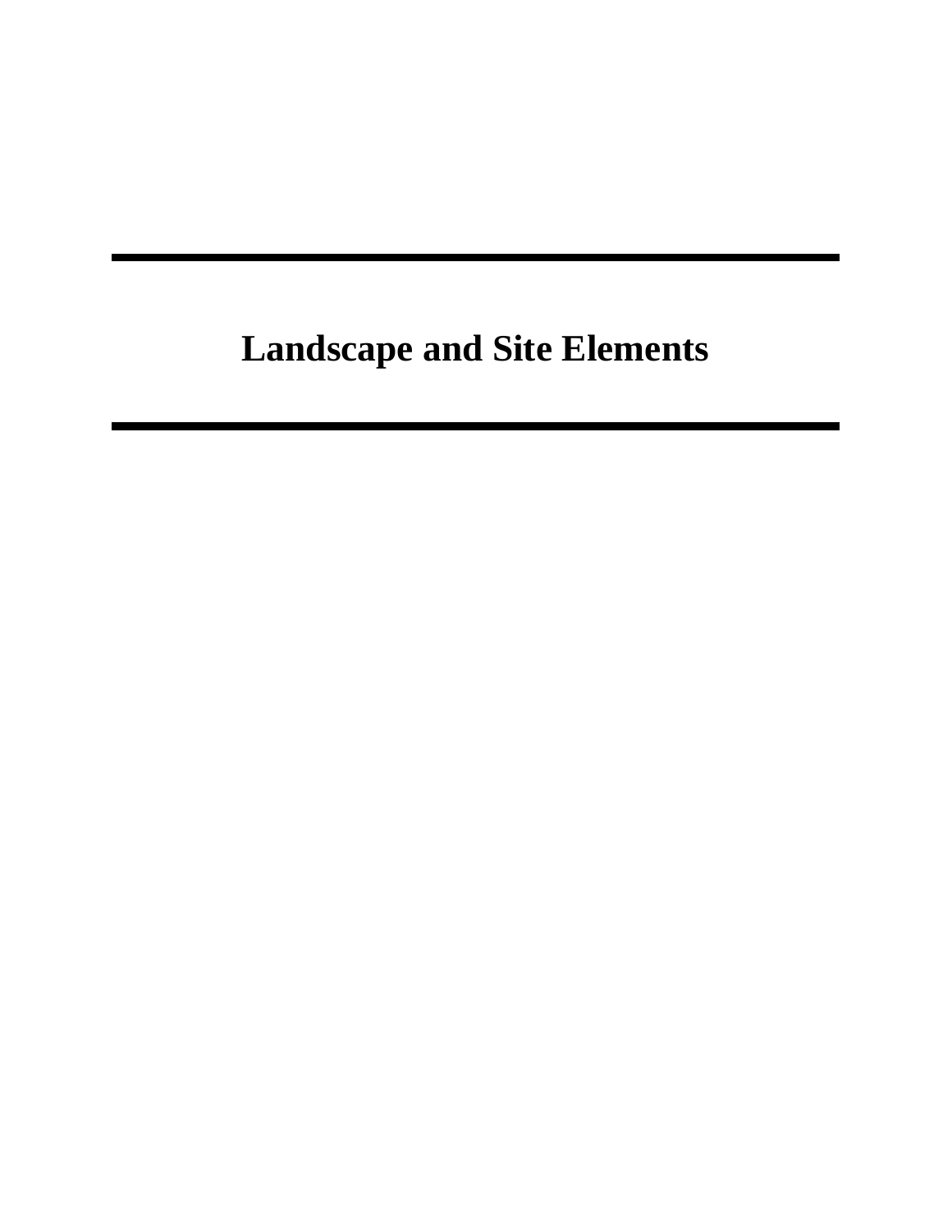# Landscape and Site Elements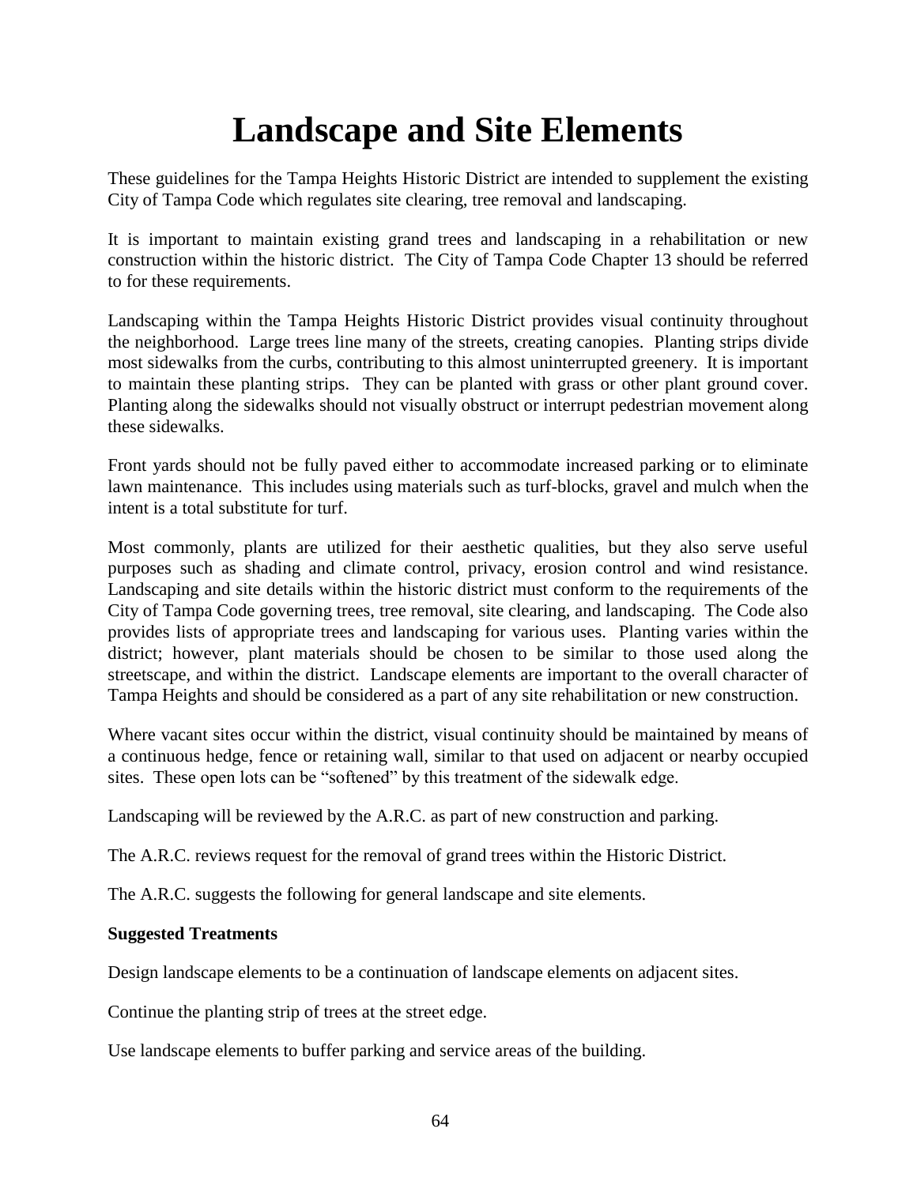# Landscape and Site Elements

These guidelines for the Tampa Heights Historic District are intended to supplement the existing City of Tampa Code which regulates site clearing, tree removal and landscaping.

It is important to maintain existing grand trees and landscaping in a rehabilitation or new construction within the historic district. The City of Tampa Code Chapter 13 should be referred to for these requirements.

Landscaping within the Tampa Heights Historic District provides visual continuity throughout the neighborhood. Large trees line many of the streets, creating canopies. Planting strips divide most sidewalks from the curbs, contributing to this almost uninterrupted greenery. It is important to maintain these planting strips. They can be planted with grass or other plant ground cover. Planting along the sidewalks should not visually obstruct or interrupt pedestrian movement along these sidewalks.

Front yards should not be fully paved either to accommodate increased parking or to eliminate lawn maintenance. This includes using materials such as turf-blocks, gravel and mulch when the intent is a total substitute for turf.

Most commonly, plants are utilized for their aesthetic qualities, but they also serve useful purposes such as shading and climate control, privacy, erosion control and wind resistance. Landscaping and site details within the historic district must conform to the requirements of the City of Tampa Code governing trees, tree removal, site clearing, and landscaping. The Code also provides lists of appropriate trees and landscaping for various uses. Planting varies within the district; however, plant materials should be chosen to be similar to those used along the streetscape, and within the district. Landscape elements are important to the overall character of Tampa Heights and should be considered as a part of any site rehabilitation or new construction.

Where vacant sites occur within the district, visual continuity should be maintained by means of a continuous hedge, fence or retaining wall, similar to that used on adjacent or nearby occupied sites. These open lots can be "softened" by this treatment of the sidewalk edge.

Landscaping will be reviewed by the A.R.C. as part of new construction and parking.

The A.R.C. reviews request for the removal of grand trees within the Historic District.

The A.R.C. suggests the following for general landscape and site elements.

**Suggested Treatments**

Design landscape elements to be a continuation of landscape elements on adjacent sites.

Continue the planting strip of trees at the street edge.

Use landscape elements to buffer parking and service areas of the building.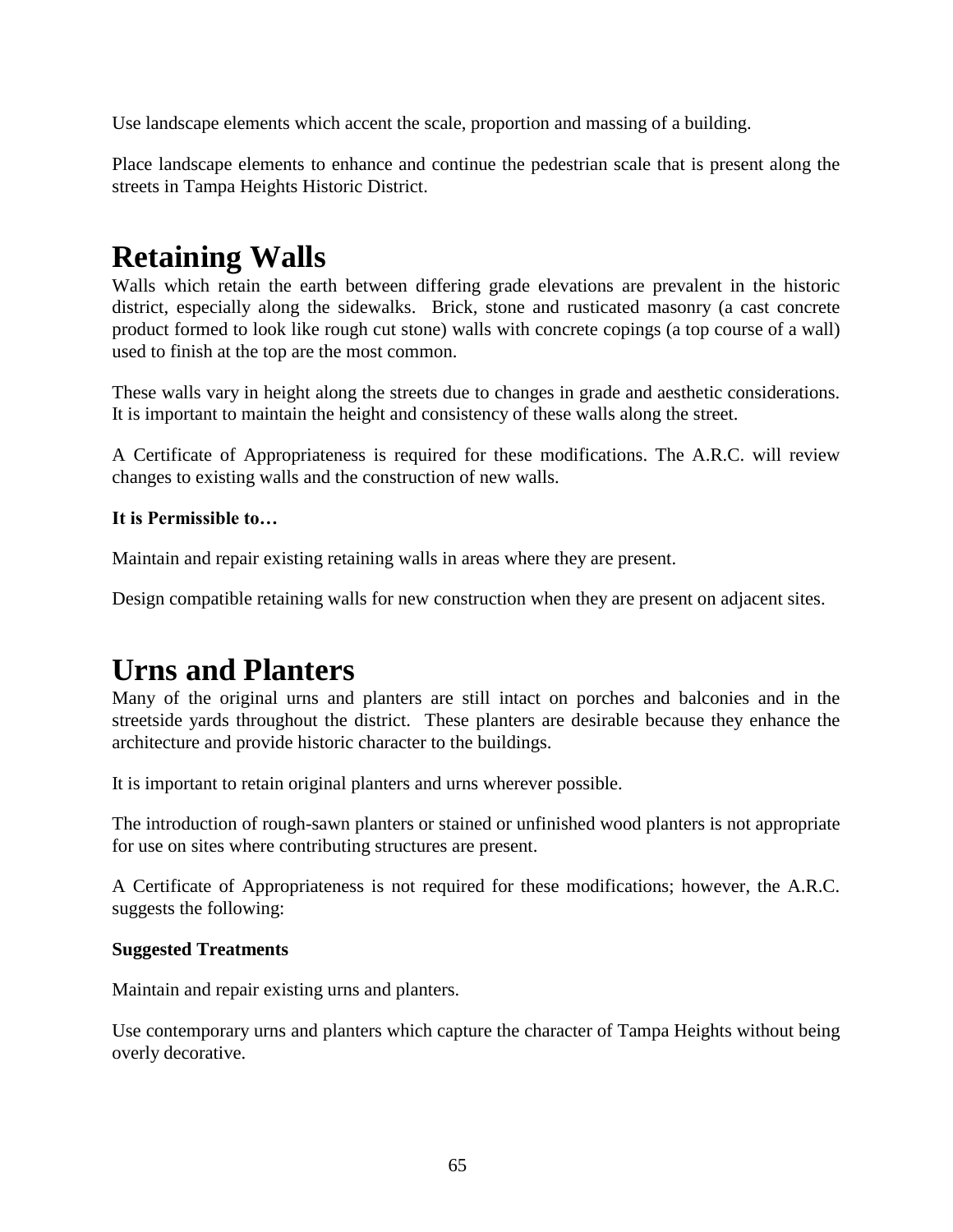Use landscape elements which accent the scale, proportion and massing of a building.

Place landscape elements to enhance and continue the pedestrian scale that is present along the streets in Tampa Heights Historic District.

# Retaining Walls

Walls which retain the earth between differing grade elevations are prevalent in the historic district, especially along the sidewalks. Brick, stone and rusticated masonry (a cast concrete product formed to look like rough cut stone) walls with concrete copings (a top course of a wall) used to finish at the top are the most common.

These walls vary in height along the streets due to changes in grade and aesthetic considerations. It is important to maintain the height and consistency of these walls along the street.

A Certificate of Appropriateness is required for these modifications. The A.R.C. will review changes to existing walls and the construction of new walls.

**It is Permissible to…**

Maintain and repair existing retaining walls in areas where they are present.

Design compatible retaining walls for new construction when they are present on adjacent sites.

# Urns and Planters

Many of the original urns and planters are still intact on porches and balconies and in the streetside yards throughout the district. These planters are desirable because they enhance the architecture and provide historic character to the buildings.

It is important to retain original planters and urns wherever possible.

The introduction of rough-sawn planters or stained or unfinished wood planters is not appropriate for use on sites where contributing structures are present.

A Certificate of Appropriateness is not required for these modifications; however, the A.R.C. suggests the following:

**Suggested Treatments**

Maintain and repair existing urns and planters.

Use contemporary urns and planters which capture the character of Tampa Heights without being overly decorative.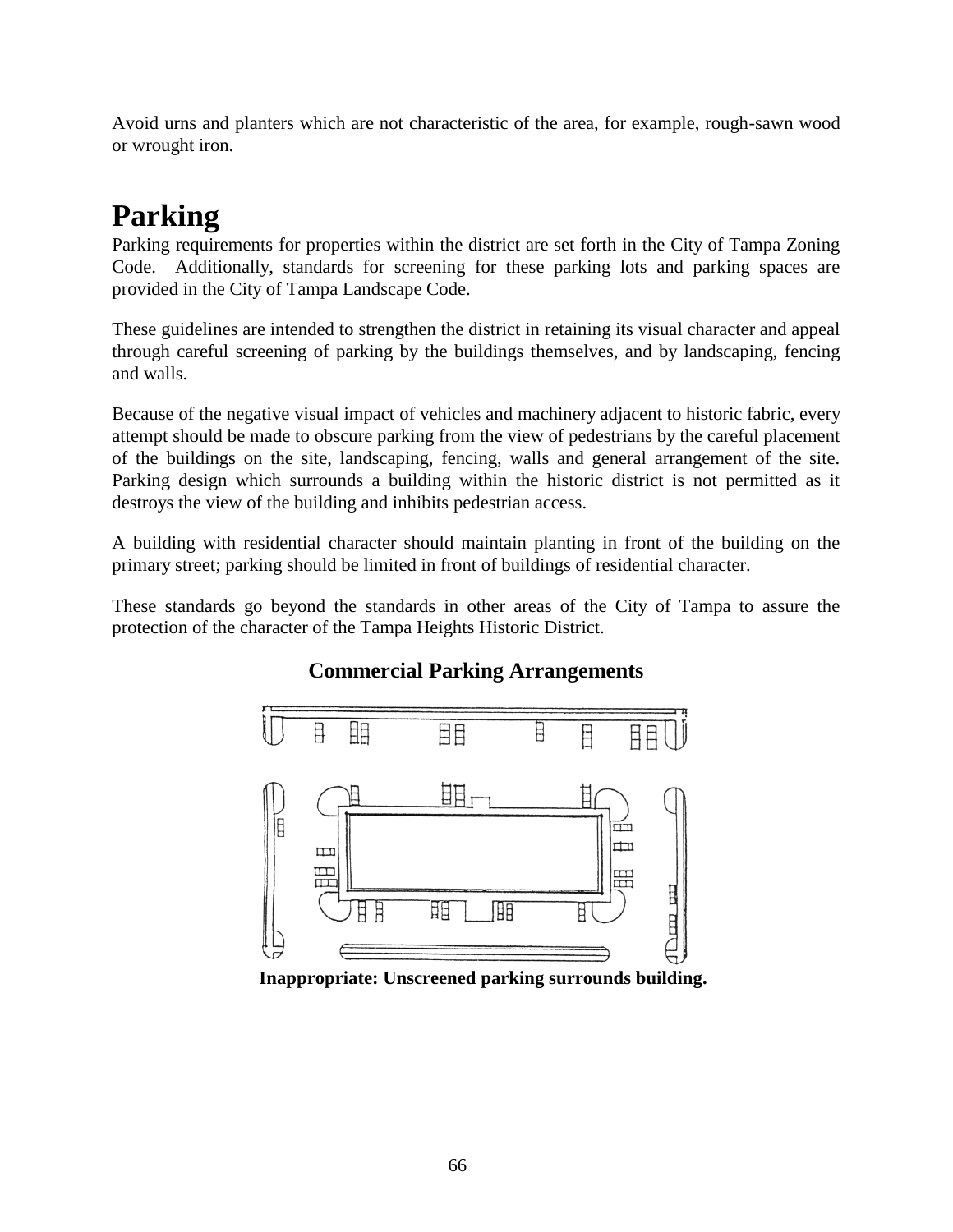Avoid urns and planters which are not characteristic of the area, for example, rough-sawn wood or wrought iron.

# Parking

Parking requirements for properties within the district are set forth in the City of Tampa Zoning Code. Additionally, standards for screening for these parking lots and parking spaces are provided in the City of Tampa Landscape Code.

These guidelines are intended to strengthen the district in retaining its visual character and appeal through careful screening of parking by the buildings themselves, and by landscaping, fencing and walls.

Because of the negative visual impact of vehicles and machinery adjacent to historic fabric, every attempt should be made to obscure parking from the view of pedestrians by the careful placement of the buildings on the site, landscaping, fencing, walls and general arrangement of the site. Parking design which surrounds a building within the historic district is not permitted as it destroys the view of the building and inhibits pedestrian access.

A building with residential character should maintain planting in front of the building on the primary street; parking should be limited in front of buildings of residential character.

These standards go beyond the standards in other areas of the City of Tampa to assure the protection of the character of the Tampa Heights Historic District.

## Commercial Parking Arrangements

**Inappropriate: Unscreened parking surrounds building.**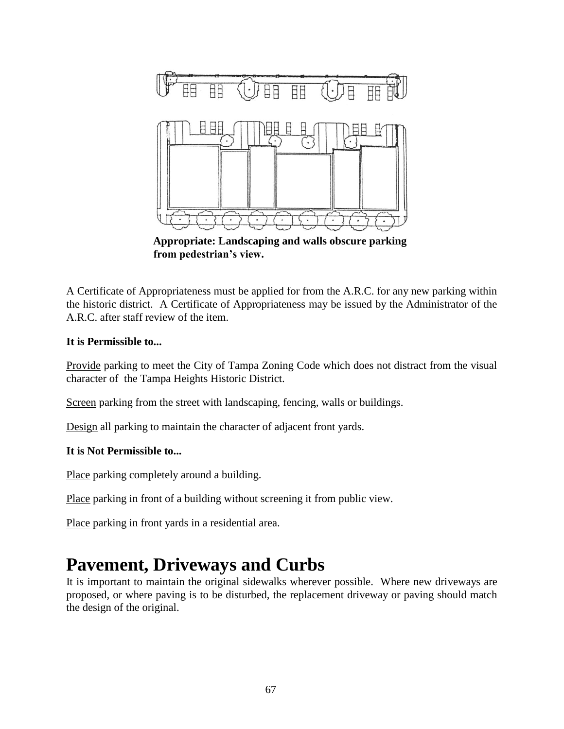**Appropriate: Landscaping and walls obscure parking from pedestrian's view.**

A Certificate of Appropriateness must be applied for from the A.R.C. for any new parking within the historic district. A Certificate of Appropriateness may be issued by the Administrator of the A.R.C. after staff review of the item.

**It is Permissible to...**

Provide parking to meet the City of Tampa Zoning Code which does not distract from the visual character of the Tampa Heights Historic District.

Screen parking from the street with landscaping, fencing, walls or buildings.

Design all parking to maintain the character of adjacent front yards.

**It is Not Permissible to...**

Place parking completely around a building.

Place parking in front of a building without screening it from public view.

Place parking in front yards in a residential area.

# Pavement, Driveways and Curbs

It is important to maintain the original sidewalks wherever possible. Where new driveways are proposed, or where paving is to be disturbed, the replacement driveway or paving should match the design of the original.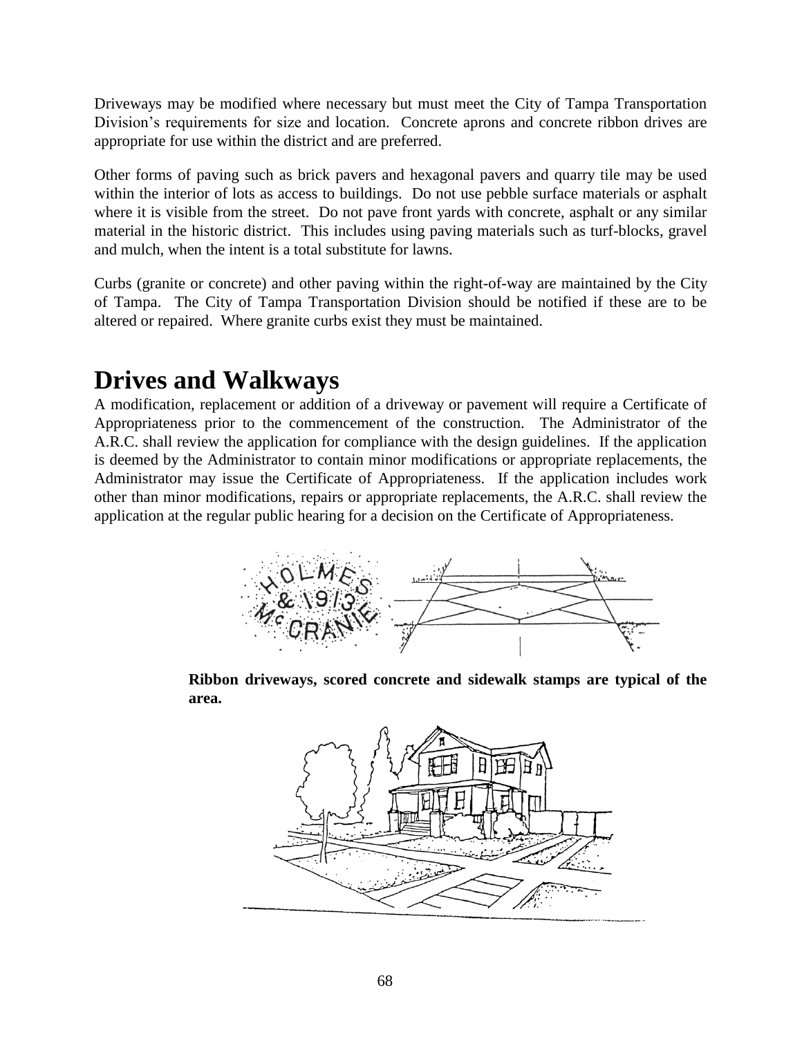Driveways may be modified where necessary but must meet the City of Tampa Transportation Division's requirements for size and location. Concrete aprons and concrete ribbon drives are appropriate for use within the district and are preferred.

Other forms of paving such as brick pavers and hexagonal pavers and quarry tile may be used within the interior of lots as access to buildings. Do not use pebble surface materials or asphalt where it is visible from the street. Do not pave front yards with concrete, asphalt or any similar material in the historic district. This includes using paving materials such as turf-blocks, gravel and mulch, when the intent is a total substitute for lawns.

Curbs (granite or concrete) and other paving within the right-of-way are maintained by the City of Tampa. The City of Tampa Transportation Division should be notified if these are to be altered or repaired. Where granite curbs exist they must be maintained.

# Drives and Walkways

A modification, replacement or addition of a driveway or pavement will require a Certificate of Appropriateness prior to the commencement of the construction. The Administrator of the A.R.C. shall review the application for compliance with the design guidelines. If the application is deemed by the Administrator to contain minor modifications or appropriate replacements, the Administrator may issue the Certificate of Appropriateness. If the application includes work other than minor modifications, repairs or appropriate replacements, the A.R.C. shall review the application at the regular public hearing for a decision on the Certificate of Appropriateness.

**Ribbon driveways, scored concrete and sidewalk stamps are typical of the area.**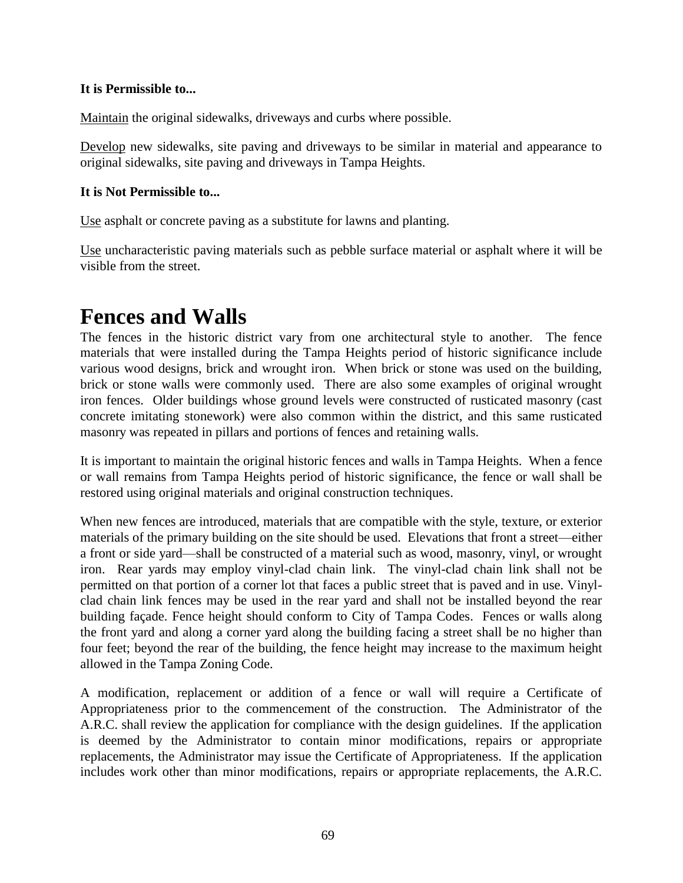**It is Permissible to...**

<u>Maintain</u> the original sidewalks, driveways and curbs where possible.

<u>Develop</u> new sidewalks, site paving and driveways to be similar in material and appearance to original sidewalks, site paving and driveways in Tampa Heights.

**It is Not Permissible to...**

<u>Use</u> asphalt or concrete paving as a substitute for lawns and planting.

<u>Use</u> uncharacteristic paving materials such as pebble surface material or asphalt where it will be visible from the street.

# Fences and Walls

The fences in the historic district vary from one architectural style to another. The fence materials that were installed during the Tampa Heights period of historic significance include various wood designs, brick and wrought iron. When brick or stone was used on the building, brick or stone walls were commonly used. There are also some examples of original wrought iron fences. Older buildings whose ground levels were constructed of rusticated masonry (cast concrete imitating stonework) were also common within the district, and this same rusticated masonry was repeated in pillars and portions of fences and retaining walls.

It is important to maintain the original historic fences and walls in Tampa Heights. When a fence or wall remains from Tampa Heights period of historic significance, the fence or wall shall be restored using original materials and original construction techniques.

When new fences are introduced, materials that are compatible with the style, texture, or exterior materials of the primary building on the site should be used. Elevations that front a street—either a front or side yard—shall be constructed of a material such as wood, masonry, vinyl, or wrought iron. Rear yards may employ vinyl-clad chain link. The vinyl-clad chain link shall not be permitted on that portion of a corner lot that faces a public street that is paved and in use. Vinyl-clad chain link fences may be used in the rear yard and shall not be installed beyond the rear building façade. Fence height should conform to City of Tampa Codes. Fences or walls along the front yard and along a corner yard along the building facing a street shall be no higher than four feet; beyond the rear of the building, the fence height may increase to the maximum height allowed in the Tampa Zoning Code.

A modification, replacement or addition of a fence or wall will require a Certificate of Appropriateness prior to the commencement of the construction. The Administrator of the A.R.C. shall review the application for compliance with the design guidelines. If the application is deemed by the Administrator to contain minor modifications, repairs or appropriate replacements, the Administrator may issue the Certificate of Appropriateness. If the application includes work other than minor modifications, repairs or appropriate replacements, the A.R.C.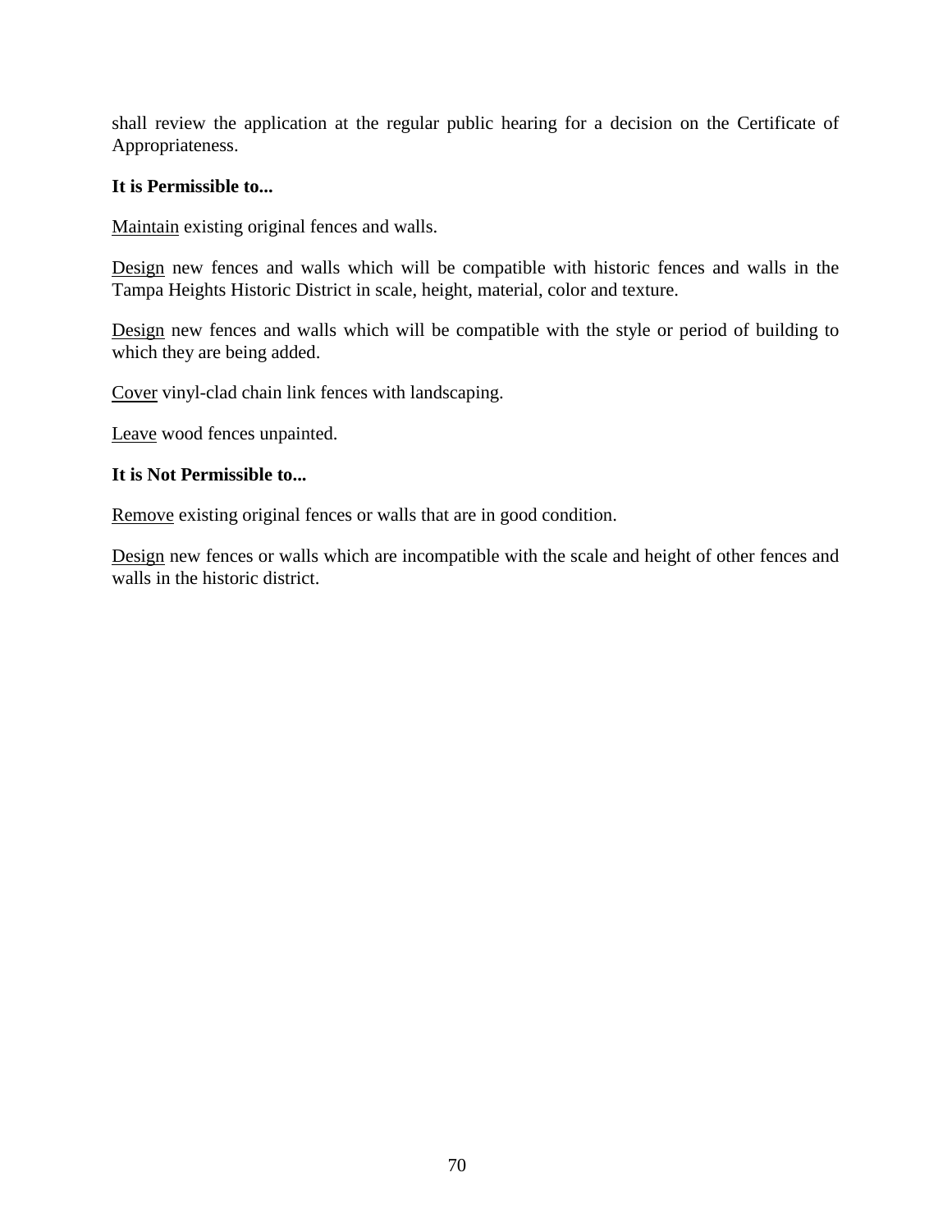shall review the application at the regular public hearing for a decision on the Certificate of Appropriateness.

**It is Permissible to...**

<u>Maintain</u> existing original fences and walls.

<u>Design</u> new fences and walls which will be compatible with historic fences and walls in the Tampa Heights Historic District in scale, height, material, color and texture.

<u>Design</u> new fences and walls which will be compatible with the style or period of building to which they are being added.

<u>Cover</u> vinyl-clad chain link fences with landscaping.

<u>Leave</u> wood fences unpainted.

**It is Not Permissible to...**

<u>Remove</u> existing original fences or walls that are in good condition.

<u>Design</u> new fences or walls which are incompatible with the scale and height of other fences and walls in the historic district.